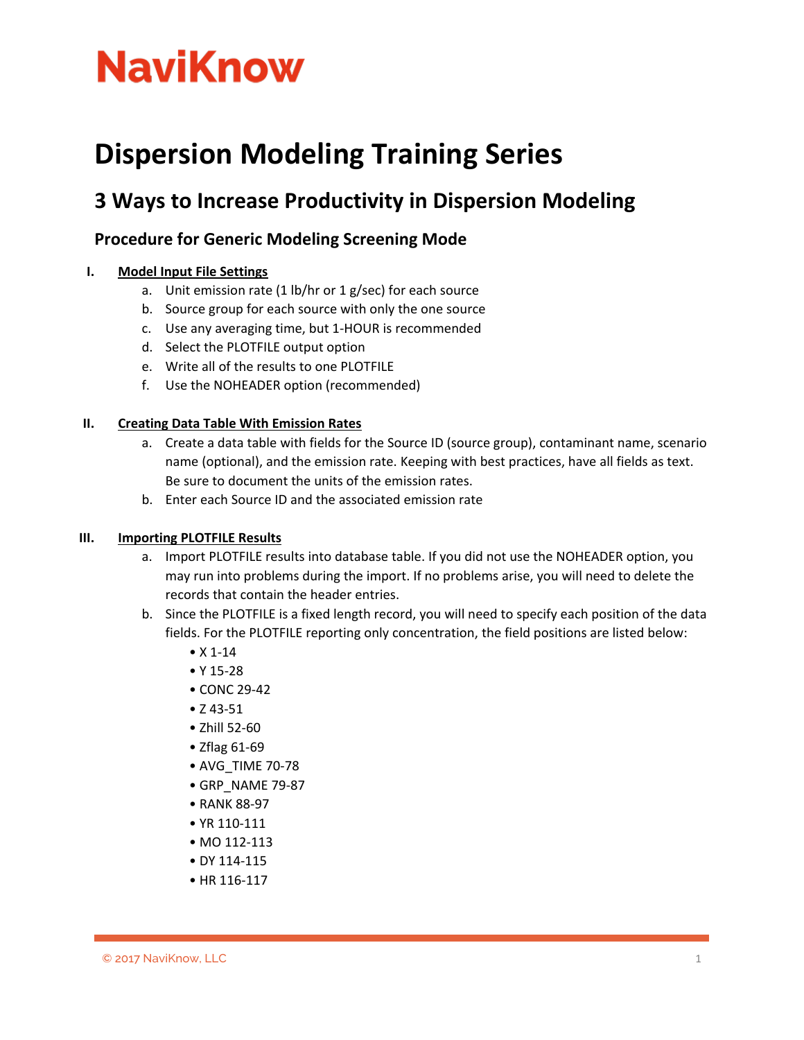# NaviKnow

# Dispersion Modeling Training Series

## 3 Ways to Increase Productivity in Dispersion Modeling

### Procedure for Generic Modeling Screening Mode

I. **Model Input File Settings**
   a. Unit emission rate (1 lb/hr or 1 g/sec) for each source
   b. Source group for each source with only the one source
   c. Use any averaging time, but 1-HOUR is recommended
   d. Select the PLOTFILE output option
   e. Write all of the results to one PLOTFILE
   f. Use the NOHEADER option (recommended)

II. **Creating Data Table With Emission Rates**
   a. Create a data table with fields for the Source ID (source group), contaminant name, scenario name (optional), and the emission rate. Keeping with best practices, have all fields as text. Be sure to document the units of the emission rates.
   b. Enter each Source ID and the associated emission rate

III. **Importing PLOTFILE Results**
   a. Import PLOTFILE results into database table. If you did not use the NOHEADER option, you may run into problems during the import. If no problems arise, you will need to delete the records that contain the header entries.
   b. Since the PLOTFILE is a fixed length record, you will need to specify each position of the data fields. For the PLOTFILE reporting only concentration, the field positions are listed below:
      - X 1-14
      - Y 15-28
      - CONC 29-42
      - Z 43-51
      - Zhill 52-60
      - Zflag 61-69
      - AVG_TIME 70-78
      - GRP_NAME 79-87
      - RANK 88-97
      - YR 110-111
      - MO 112-113
      - DY 114-115
      - HR 116-117

© 2017 NaviKnow, LLC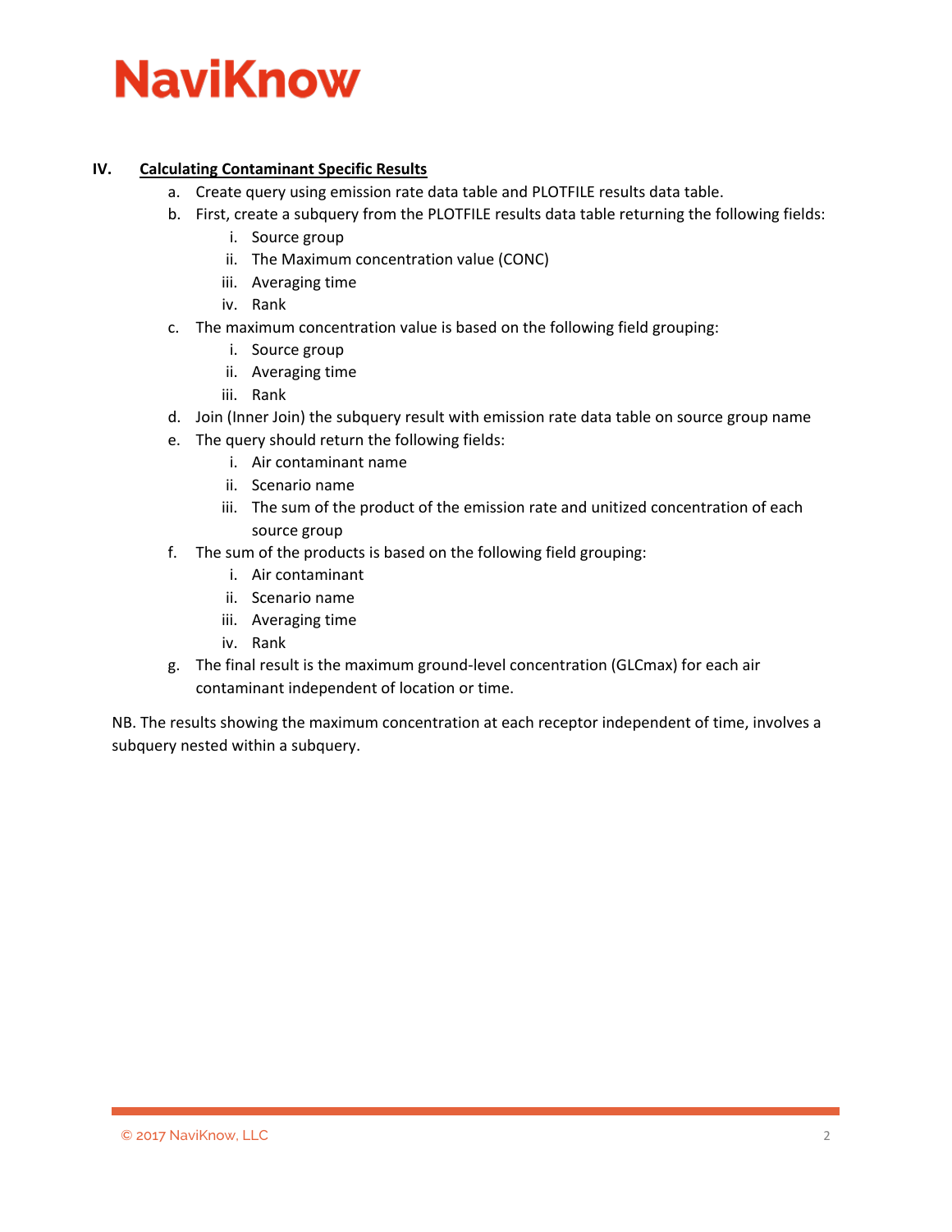## IV. Calculating Contaminant Specific Results

a. Create query using emission rate data table and PLOTFILE results data table.

b. First, create a subquery from the PLOTFILE results data table returning the following fields:

   i. Source group

   ii. The Maximum concentration value (CONC)

   iii. Averaging time

   iv. Rank

c. The maximum concentration value is based on the following field grouping:

   i. Source group

   ii. Averaging time

   iii. Rank

d. Join (Inner Join) the subquery result with emission rate data table on source group name

e. The query should return the following fields:

   i. Air contaminant name

   ii. Scenario name

   iii. The sum of the product of the emission rate and unitized concentration of each source group

f. The sum of the products is based on the following field grouping:

   i. Air contaminant

   ii. Scenario name

   iii. Averaging time

   iv. Rank

g. The final result is the maximum ground-level concentration (GLCmax) for each air contaminant independent of location or time.

NB. The results showing the maximum concentration at each receptor independent of time, involves a subquery nested within a subquery.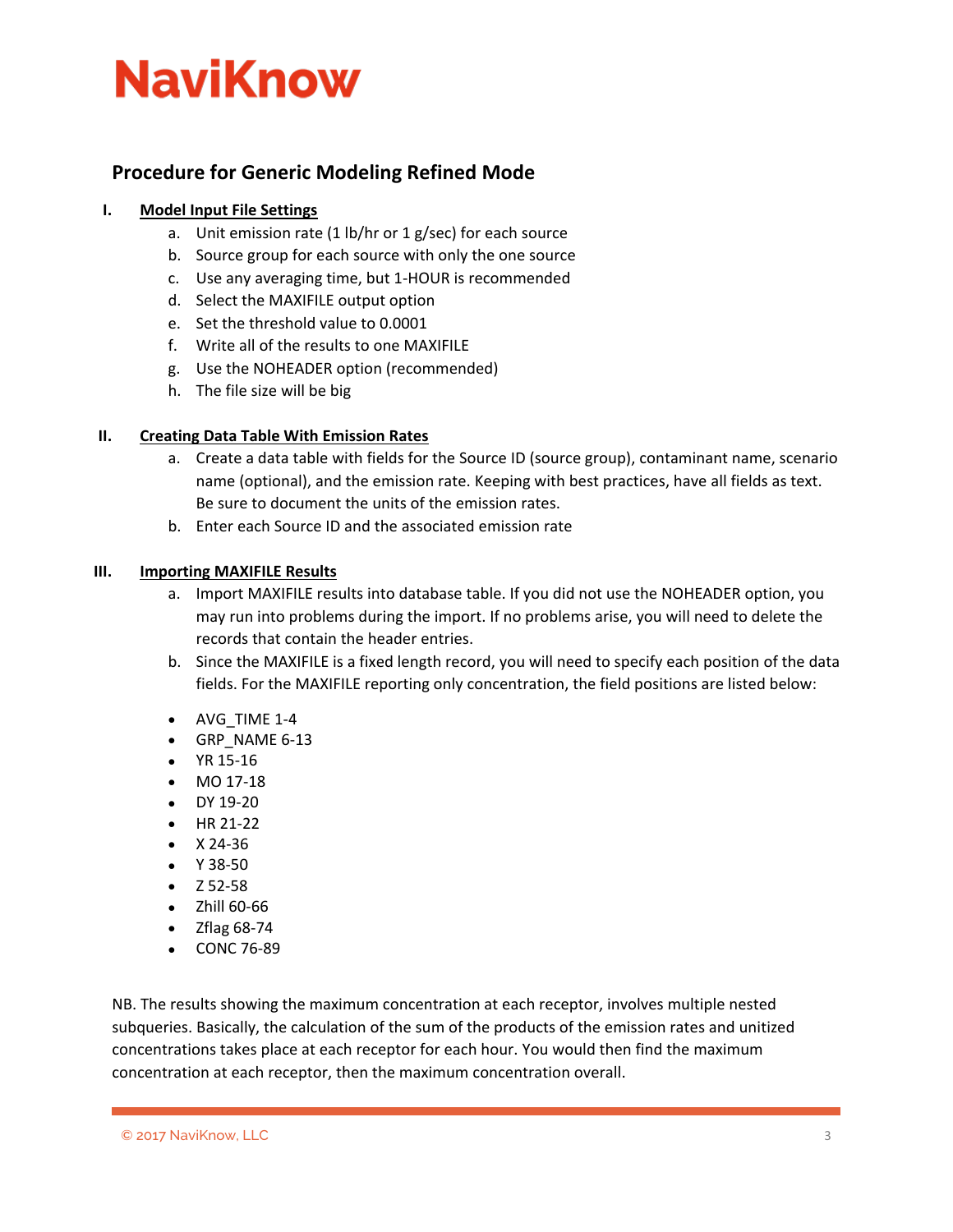# NaviKnow

## Procedure for Generic Modeling Refined Mode

I. **Model Input File Settings**

   a. Unit emission rate (1 lb/hr or 1 g/sec) for each source
   b. Source group for each source with only the one source
   c. Use any averaging time, but 1-HOUR is recommended
   d. Select the MAXIFILE output option
   e. Set the threshold value to 0.0001
   f. Write all of the results to one MAXIFILE
   g. Use the NOHEADER option (recommended)
   h. The file size will be big

II. **Creating Data Table With Emission Rates**

   a. Create a data table with fields for the Source ID (source group), contaminant name, scenario name (optional), and the emission rate. Keeping with best practices, have all fields as text. Be sure to document the units of the emission rates.
   b. Enter each Source ID and the associated emission rate

III. **Importing MAXIFILE Results**

   a. Import MAXIFILE results into database table. If you did not use the NOHEADER option, you may run into problems during the import. If no problems arise, you will need to delete the records that contain the header entries.
   b. Since the MAXIFILE is a fixed length record, you will need to specify each position of the data fields. For the MAXIFILE reporting only concentration, the field positions are listed below:

- AVG_TIME 1-4
- GRP_NAME 6-13
- YR 15-16
- MO 17-18
- DY 19-20
- HR 21-22
- X 24-36
- Y 38-50
- Z 52-58
- Zhill 60-66
- Zflag 68-74
- CONC 76-89

NB. The results showing the maximum concentration at each receptor, involves multiple nested subqueries. Basically, the calculation of the sum of the products of the emission rates and unitized concentrations takes place at each receptor for each hour. You would then find the maximum concentration at each receptor, then the maximum concentration overall.

© 2017 NaviKnow, LLC